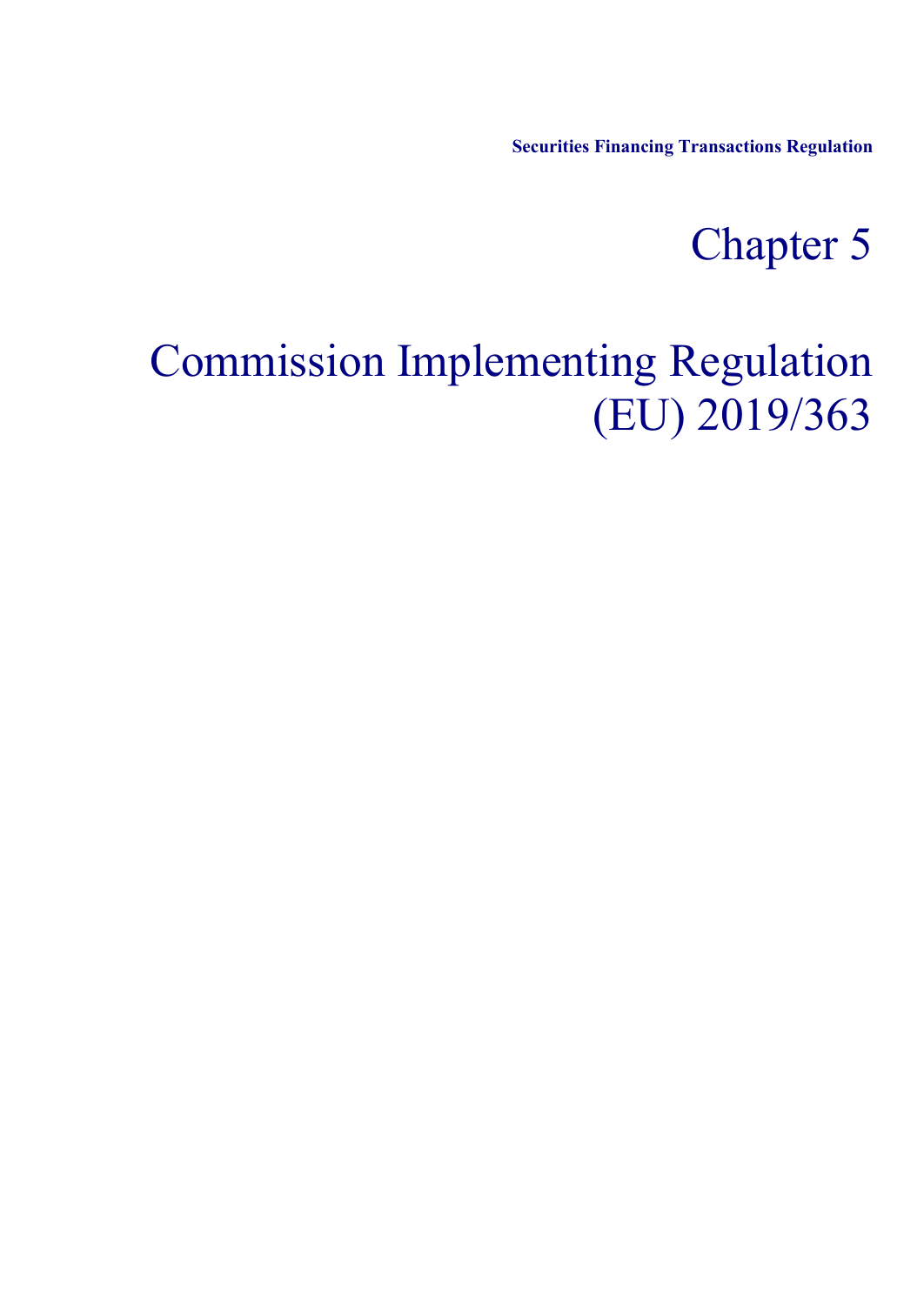# Chapter 5

# Commission Implementing Regulation (EU) 2019/363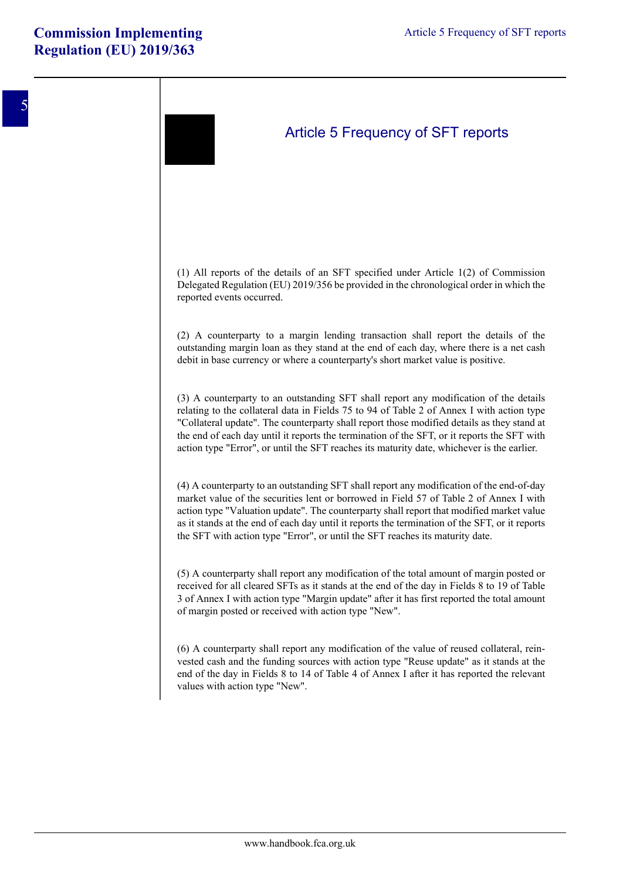# Article 5 Frequency of SFT reports

(1) All reports of the details of an SFT specified under Article 1(2) of Commission Delegated Regulation (EU) 2019/356 be provided in the chronological order in which the reported events occurred.

(2) A counterparty to a margin lending transaction shall report the details of the outstanding margin loan as they stand at the end of each day, where there is a net cash debit in base currency or where a counterparty's short market value is positive.

(3) A counterparty to an outstanding SFT shall report any modification of the details relating to the collateral data in Fields 75 to 94 of Table 2 of Annex I with action type "Collateral update". The counterparty shall report those modified details as they stand at the end of each day until it reports the termination of the SFT, or it reports the SFT with action type "Error", or until the SFT reaches its maturity date, whichever is the earlier.

(4) A counterparty to an outstanding SFT shall report any modification of the end-of-day market value of the securities lent or borrowed in Field 57 of Table 2 of Annex I with action type "Valuation update". The counterparty shall report that modified market value as it stands at the end of each day until it reports the termination of the SFT, or it reports the SFT with action type "Error", or until the SFT reaches its maturity date.

(5) A counterparty shall report any modification of the total amount of margin posted or received for all cleared SFTs as it stands at the end of the day in Fields 8 to 19 of Table 3 of Annex I with action type "Margin update" after it has first reported the total amount of margin posted or received with action type "New".

(6) A counterparty shall report any modification of the value of reused collateral, reinvested cash and the funding sources with action type "Reuse update" as it stands at the end of the day in Fields 8 to 14 of Table 4 of Annex I after it has reported the relevant values with action type "New".